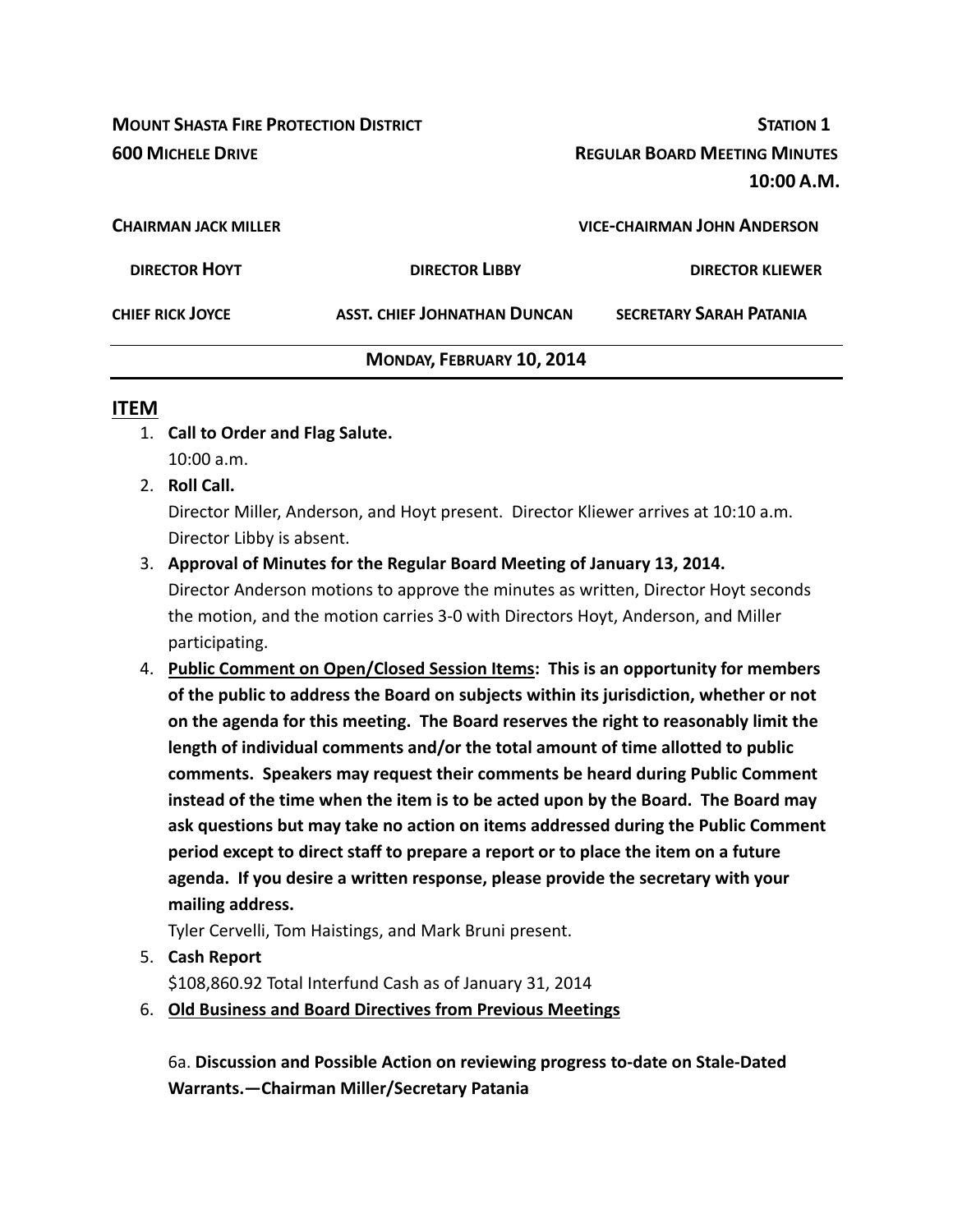**MOUNT SHASTA FIRE PROTECTION DISTRICT** **STATION 1**

**600 MICHELE DRIVE** **REGULAR BOARD MEETING MINUTES**

**10:00 A.M.**

**CHAIRMAN JACK MILLER** **VICE-CHAIRMAN JOHN ANDERSON**

**DIRECTOR HOYT** **DIRECTOR LIBBY** **DIRECTOR KLIEWER**

**CHIEF RICK JOYCE** **ASST. CHIEF JOHNATHAN DUNCAN** **SECRETARY SARAH PATANIA**

---

**MONDAY, FEBRUARY 10, 2014**

---

## ITEM

1. **Call to Order and Flag Salute.**
   10:00 a.m.
2. **Roll Call.**
   Director Miller, Anderson, and Hoyt present. Director Kliewer arrives at 10:10 a.m. Director Libby is absent.
3. **Approval of Minutes for the Regular Board Meeting of January 13, 2014.**
   Director Anderson motions to approve the minutes as written, Director Hoyt seconds the motion, and the motion carries 3-0 with Directors Hoyt, Anderson, and Miller participating.
4. **Public Comment on Open/Closed Session Items: This is an opportunity for members of the public to address the Board on subjects within its jurisdiction, whether or not on the agenda for this meeting. The Board reserves the right to reasonably limit the length of individual comments and/or the total amount of time allotted to public comments. Speakers may request their comments be heard during Public Comment instead of the time when the item is to be acted upon by the Board. The Board may ask questions but may take no action on items addressed during the Public Comment period except to direct staff to prepare a report or to place the item on a future agenda. If you desire a written response, please provide the secretary with your mailing address.**
   Tyler Cervelli, Tom Haistings, and Mark Bruni present.
5. **Cash Report**
   $108,860.92 Total Interfund Cash as of January 31, 2014
6. **Old Business and Board Directives from Previous Meetings**

   6a. **Discussion and Possible Action on reviewing progress to-date on Stale-Dated Warrants.—Chairman Miller/Secretary Patania**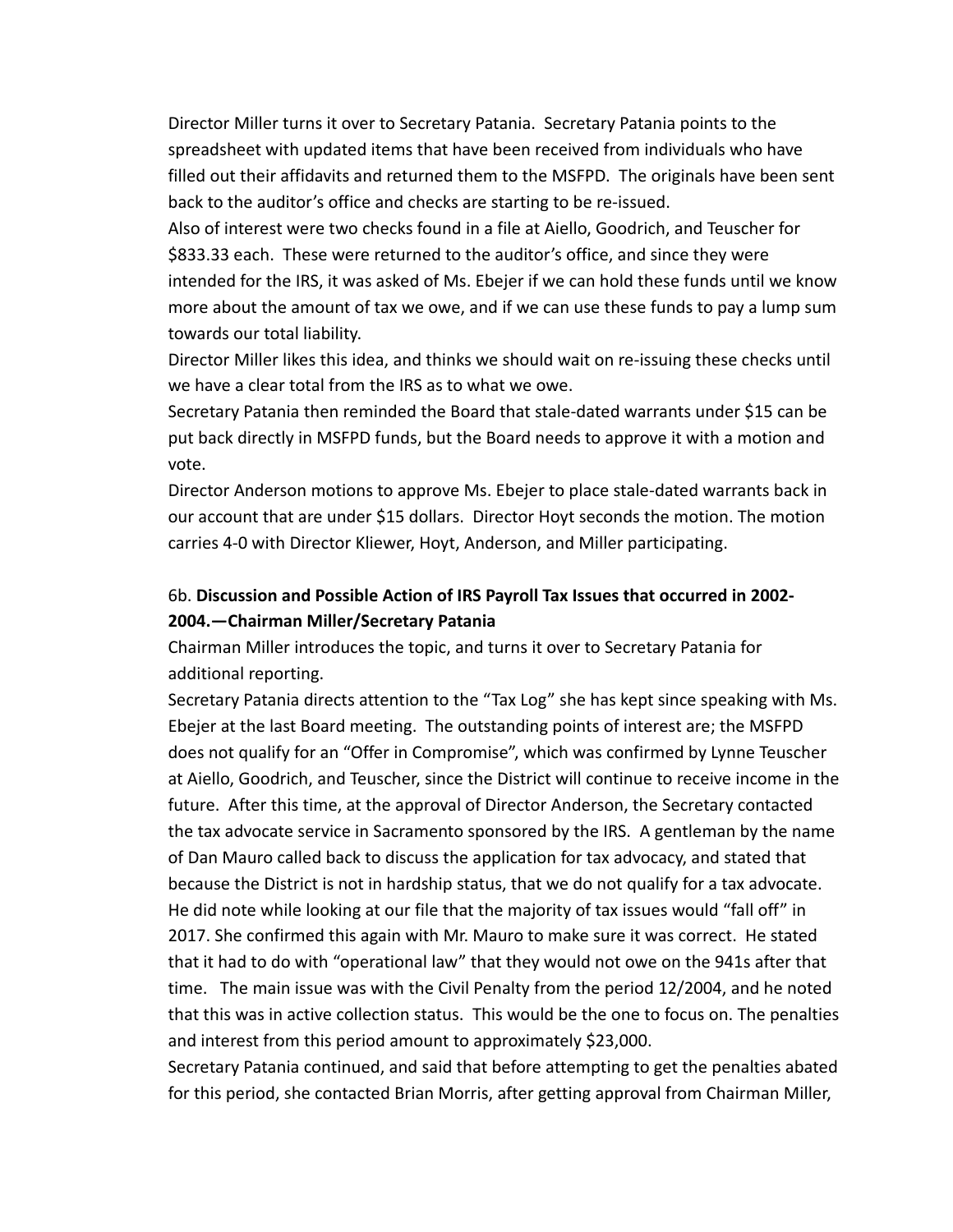Director Miller turns it over to Secretary Patania. Secretary Patania points to the spreadsheet with updated items that have been received from individuals who have filled out their affidavits and returned them to the MSFPD. The originals have been sent back to the auditor's office and checks are starting to be re-issued.

Also of interest were two checks found in a file at Aiello, Goodrich, and Teuscher for $833.33 each. These were returned to the auditor's office, and since they were intended for the IRS, it was asked of Ms. Ebejer if we can hold these funds until we know more about the amount of tax we owe, and if we can use these funds to pay a lump sum towards our total liability.

Director Miller likes this idea, and thinks we should wait on re-issuing these checks until we have a clear total from the IRS as to what we owe.

Secretary Patania then reminded the Board that stale-dated warrants under $15 can be put back directly in MSFPD funds, but the Board needs to approve it with a motion and vote.

Director Anderson motions to approve Ms. Ebejer to place stale-dated warrants back in our account that are under $15 dollars. Director Hoyt seconds the motion. The motion carries 4-0 with Director Kliewer, Hoyt, Anderson, and Miller participating.

6b. **Discussion and Possible Action of IRS Payroll Tax Issues that occurred in 2002-2004.—Chairman Miller/Secretary Patania**

Chairman Miller introduces the topic, and turns it over to Secretary Patania for additional reporting.

Secretary Patania directs attention to the "Tax Log" she has kept since speaking with Ms. Ebejer at the last Board meeting. The outstanding points of interest are; the MSFPD does not qualify for an "Offer in Compromise", which was confirmed by Lynne Teuscher at Aiello, Goodrich, and Teuscher, since the District will continue to receive income in the future. After this time, at the approval of Director Anderson, the Secretary contacted the tax advocate service in Sacramento sponsored by the IRS. A gentleman by the name of Dan Mauro called back to discuss the application for tax advocacy, and stated that because the District is not in hardship status, that we do not qualify for a tax advocate. He did note while looking at our file that the majority of tax issues would "fall off" in 2017. She confirmed this again with Mr. Mauro to make sure it was correct. He stated that it had to do with "operational law" that they would not owe on the 941s after that time. The main issue was with the Civil Penalty from the period 12/2004, and he noted that this was in active collection status. This would be the one to focus on. The penalties and interest from this period amount to approximately $23,000.

Secretary Patania continued, and said that before attempting to get the penalties abated for this period, she contacted Brian Morris, after getting approval from Chairman Miller,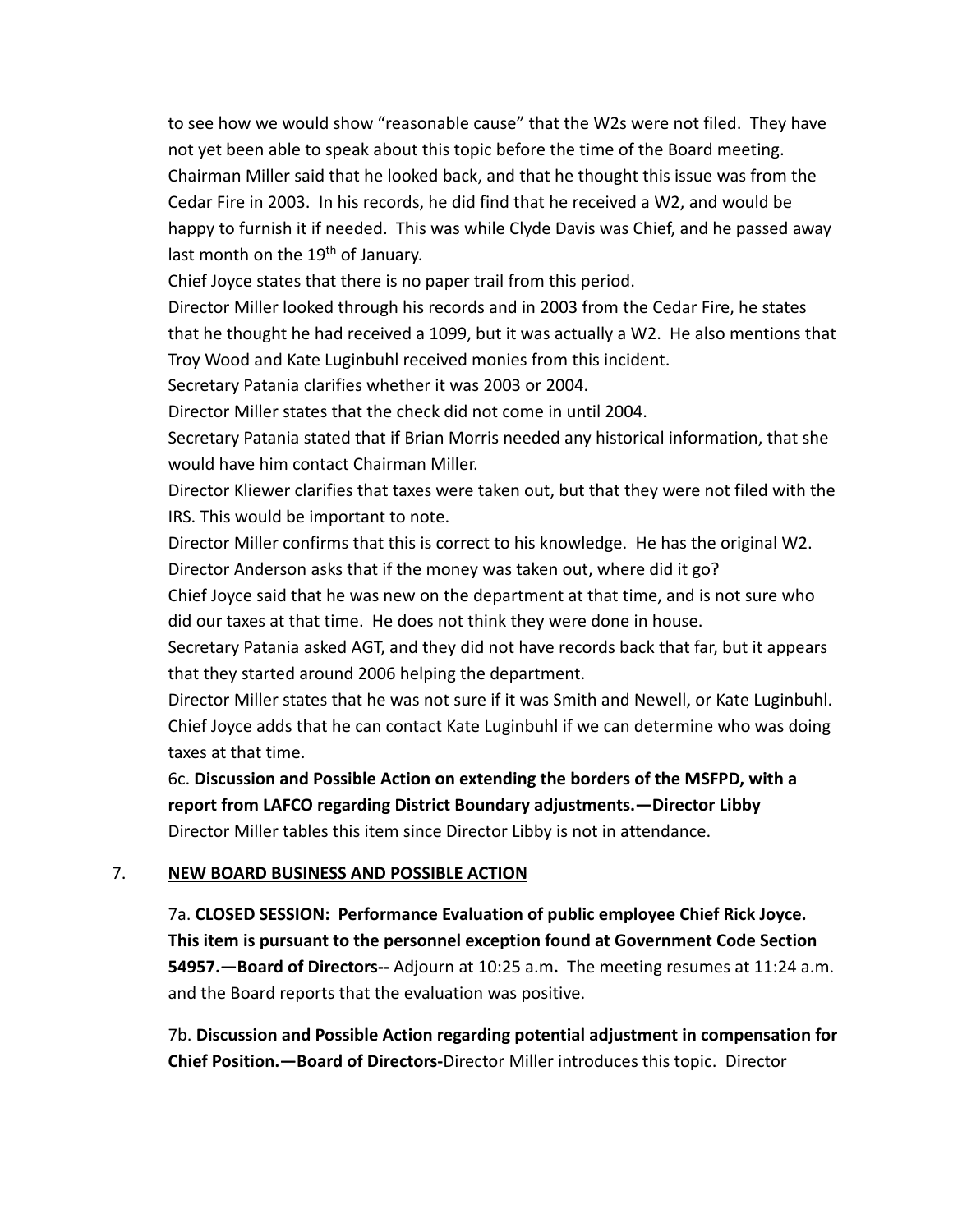to see how we would show "reasonable cause" that the W2s were not filed. They have not yet been able to speak about this topic before the time of the Board meeting.
Chairman Miller said that he looked back, and that he thought this issue was from the Cedar Fire in 2003. In his records, he did find that he received a W2, and would be happy to furnish it if needed. This was while Clyde Davis was Chief, and he passed away last month on the 19th of January.
Chief Joyce states that there is no paper trail from this period.
Director Miller looked through his records and in 2003 from the Cedar Fire, he states that he thought he had received a 1099, but it was actually a W2. He also mentions that Troy Wood and Kate Luginbuhl received monies from this incident.
Secretary Patania clarifies whether it was 2003 or 2004.
Director Miller states that the check did not come in until 2004.
Secretary Patania stated that if Brian Morris needed any historical information, that she would have him contact Chairman Miller.
Director Kliewer clarifies that taxes were taken out, but that they were not filed with the IRS. This would be important to note.
Director Miller confirms that this is correct to his knowledge. He has the original W2.
Director Anderson asks that if the money was taken out, where did it go?
Chief Joyce said that he was new on the department at that time, and is not sure who did our taxes at that time. He does not think they were done in house.
Secretary Patania asked AGT, and they did not have records back that far, but it appears that they started around 2006 helping the department.
Director Miller states that he was not sure if it was Smith and Newell, or Kate Luginbuhl.
Chief Joyce adds that he can contact Kate Luginbuhl if we can determine who was doing taxes at that time.

6c. **Discussion and Possible Action on extending the borders of the MSFPD, with a report from LAFCO regarding District Boundary adjustments.—Director Libby**
Director Miller tables this item since Director Libby is not in attendance.

7. **NEW BOARD BUSINESS AND POSSIBLE ACTION**

7a. **CLOSED SESSION: Performance Evaluation of public employee Chief Rick Joyce. This item is pursuant to the personnel exception found at Government Code Section 54957.—Board of Directors--** Adjourn at 10:25 a.m**.** The meeting resumes at 11:24 a.m. and the Board reports that the evaluation was positive.

7b. **Discussion and Possible Action regarding potential adjustment in compensation for Chief Position.—Board of Directors-**Director Miller introduces this topic. Director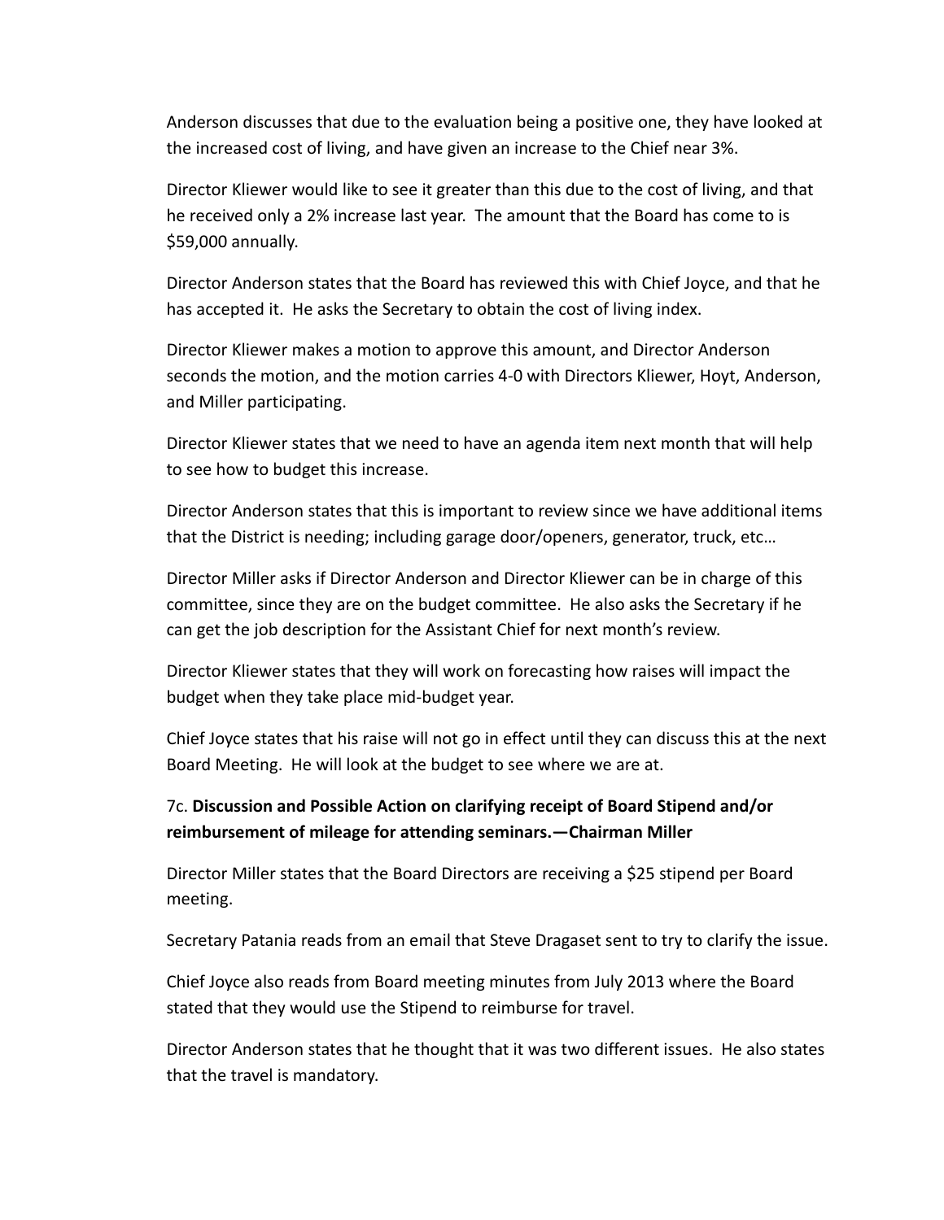Anderson discusses that due to the evaluation being a positive one, they have looked at the increased cost of living, and have given an increase to the Chief near 3%.

Director Kliewer would like to see it greater than this due to the cost of living, and that he received only a 2% increase last year. The amount that the Board has come to is $59,000 annually.

Director Anderson states that the Board has reviewed this with Chief Joyce, and that he has accepted it. He asks the Secretary to obtain the cost of living index.

Director Kliewer makes a motion to approve this amount, and Director Anderson seconds the motion, and the motion carries 4-0 with Directors Kliewer, Hoyt, Anderson, and Miller participating.

Director Kliewer states that we need to have an agenda item next month that will help to see how to budget this increase.

Director Anderson states that this is important to review since we have additional items that the District is needing; including garage door/openers, generator, truck, etc…

Director Miller asks if Director Anderson and Director Kliewer can be in charge of this committee, since they are on the budget committee. He also asks the Secretary if he can get the job description for the Assistant Chief for next month's review.

Director Kliewer states that they will work on forecasting how raises will impact the budget when they take place mid-budget year.

Chief Joyce states that his raise will not go in effect until they can discuss this at the next Board Meeting. He will look at the budget to see where we are at.

7c. **Discussion and Possible Action on clarifying receipt of Board Stipend and/or reimbursement of mileage for attending seminars.—Chairman Miller**

Director Miller states that the Board Directors are receiving a $25 stipend per Board meeting.

Secretary Patania reads from an email that Steve Dragaset sent to try to clarify the issue.

Chief Joyce also reads from Board meeting minutes from July 2013 where the Board stated that they would use the Stipend to reimburse for travel.

Director Anderson states that he thought that it was two different issues. He also states that the travel is mandatory.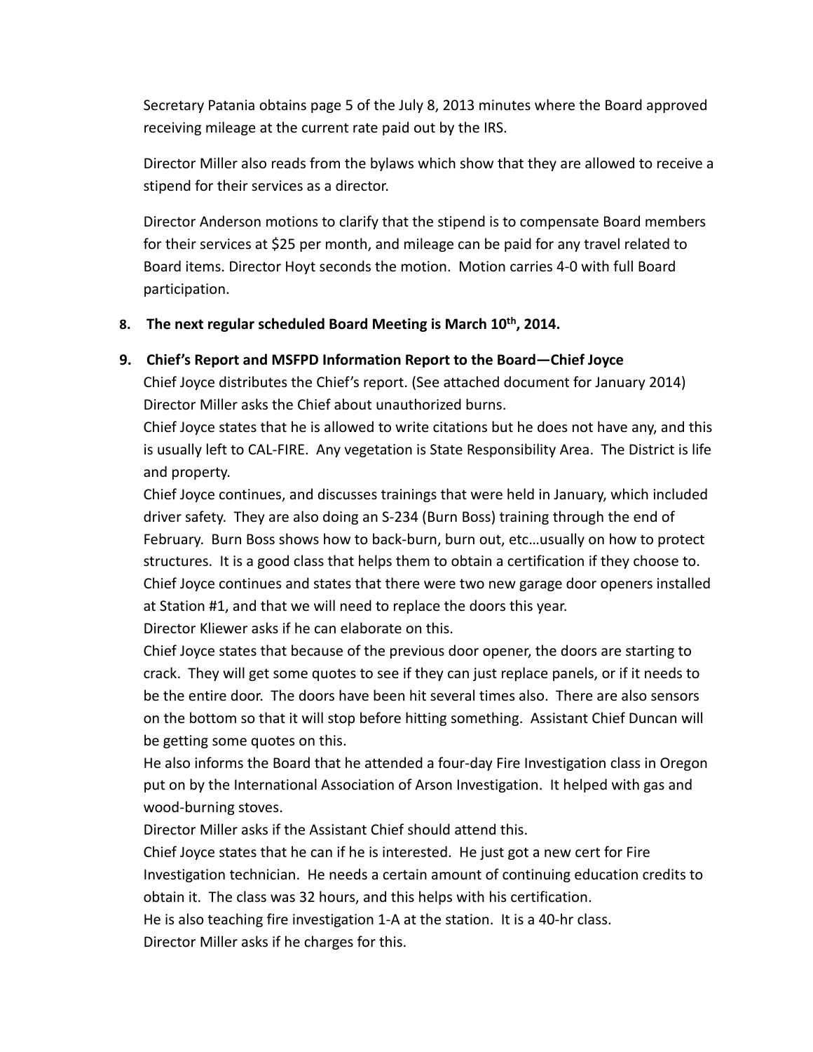Secretary Patania obtains page 5 of the July 8, 2013 minutes where the Board approved receiving mileage at the current rate paid out by the IRS.

Director Miller also reads from the bylaws which show that they are allowed to receive a stipend for their services as a director.

Director Anderson motions to clarify that the stipend is to compensate Board members for their services at $25 per month, and mileage can be paid for any travel related to Board items. Director Hoyt seconds the motion. Motion carries 4-0 with full Board participation.

**8. The next regular scheduled Board Meeting is March 10th, 2014.**

**9. Chief's Report and MSFPD Information Report to the Board—Chief Joyce**

Chief Joyce distributes the Chief's report. (See attached document for January 2014)
Director Miller asks the Chief about unauthorized burns.
Chief Joyce states that he is allowed to write citations but he does not have any, and this is usually left to CAL-FIRE. Any vegetation is State Responsibility Area. The District is life and property.
Chief Joyce continues, and discusses trainings that were held in January, which included driver safety. They are also doing an S-234 (Burn Boss) training through the end of February. Burn Boss shows how to back-burn, burn out, etc…usually on how to protect structures. It is a good class that helps them to obtain a certification if they choose to.
Chief Joyce continues and states that there were two new garage door openers installed at Station #1, and that we will need to replace the doors this year.
Director Kliewer asks if he can elaborate on this.
Chief Joyce states that because of the previous door opener, the doors are starting to crack. They will get some quotes to see if they can just replace panels, or if it needs to be the entire door. The doors have been hit several times also. There are also sensors on the bottom so that it will stop before hitting something. Assistant Chief Duncan will be getting some quotes on this.
He also informs the Board that he attended a four-day Fire Investigation class in Oregon put on by the International Association of Arson Investigation. It helped with gas and wood-burning stoves.
Director Miller asks if the Assistant Chief should attend this.
Chief Joyce states that he can if he is interested. He just got a new cert for Fire Investigation technician. He needs a certain amount of continuing education credits to obtain it. The class was 32 hours, and this helps with his certification.
He is also teaching fire investigation 1-A at the station. It is a 40-hr class.
Director Miller asks if he charges for this.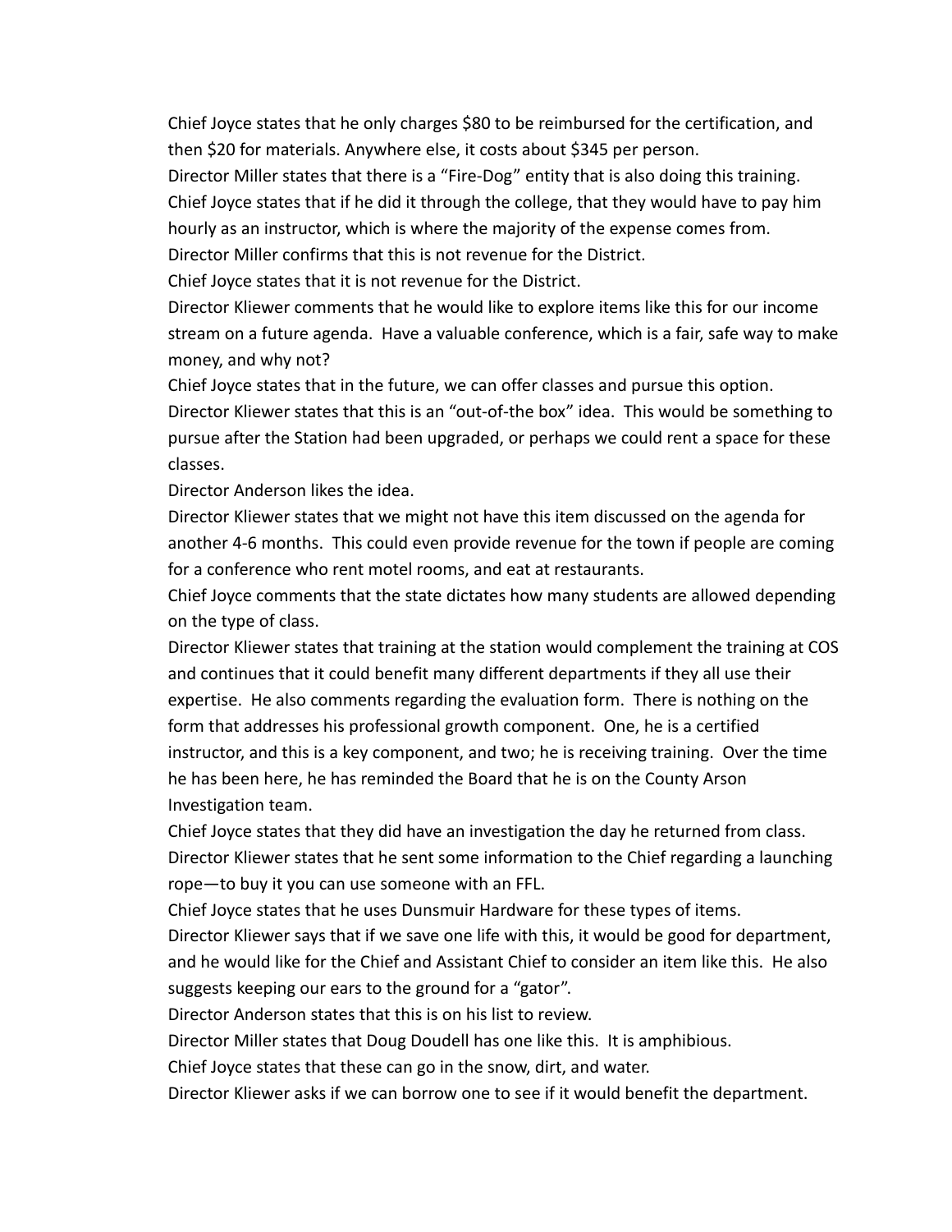Chief Joyce states that he only charges $80 to be reimbursed for the certification, and then $20 for materials. Anywhere else, it costs about $345 per person.

Director Miller states that there is a "Fire-Dog" entity that is also doing this training.

Chief Joyce states that if he did it through the college, that they would have to pay him hourly as an instructor, which is where the majority of the expense comes from.

Director Miller confirms that this is not revenue for the District.

Chief Joyce states that it is not revenue for the District.

Director Kliewer comments that he would like to explore items like this for our income stream on a future agenda. Have a valuable conference, which is a fair, safe way to make money, and why not?

Chief Joyce states that in the future, we can offer classes and pursue this option.

Director Kliewer states that this is an "out-of-the box" idea. This would be something to pursue after the Station had been upgraded, or perhaps we could rent a space for these classes.

Director Anderson likes the idea.

Director Kliewer states that we might not have this item discussed on the agenda for another 4-6 months. This could even provide revenue for the town if people are coming for a conference who rent motel rooms, and eat at restaurants.

Chief Joyce comments that the state dictates how many students are allowed depending on the type of class.

Director Kliewer states that training at the station would complement the training at COS and continues that it could benefit many different departments if they all use their expertise. He also comments regarding the evaluation form. There is nothing on the form that addresses his professional growth component. One, he is a certified instructor, and this is a key component, and two; he is receiving training. Over the time he has been here, he has reminded the Board that he is on the County Arson Investigation team.

Chief Joyce states that they did have an investigation the day he returned from class.

Director Kliewer states that he sent some information to the Chief regarding a launching rope—to buy it you can use someone with an FFL.

Chief Joyce states that he uses Dunsmuir Hardware for these types of items.

Director Kliewer says that if we save one life with this, it would be good for department, and he would like for the Chief and Assistant Chief to consider an item like this. He also suggests keeping our ears to the ground for a "gator".

Director Anderson states that this is on his list to review.

Director Miller states that Doug Doudell has one like this. It is amphibious.

Chief Joyce states that these can go in the snow, dirt, and water.

Director Kliewer asks if we can borrow one to see if it would benefit the department.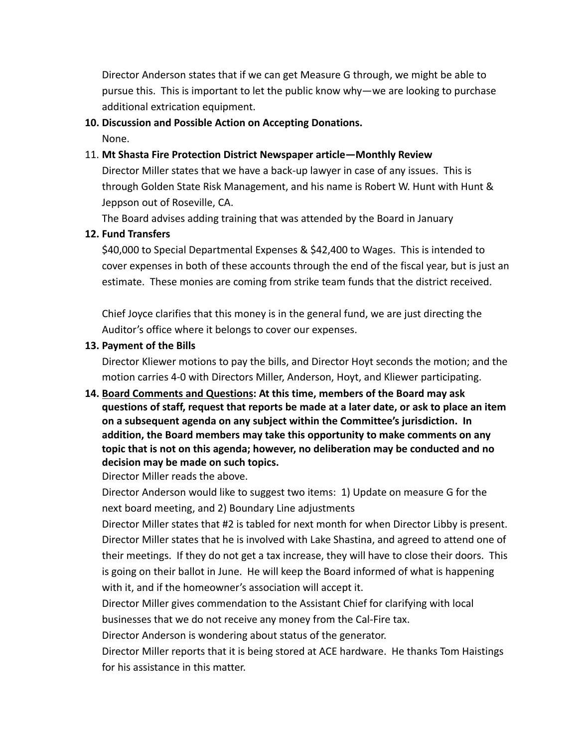Director Anderson states that if we can get Measure G through, we might be able to pursue this. This is important to let the public know why—we are looking to purchase additional extrication equipment.

10. **Discussion and Possible Action on Accepting Donations.**

    None.

11. **Mt Shasta Fire Protection District Newspaper article—Monthly Review**

    Director Miller states that we have a back-up lawyer in case of any issues. This is through Golden State Risk Management, and his name is Robert W. Hunt with Hunt & Jeppson out of Roseville, CA.

    The Board advises adding training that was attended by the Board in January

12. **Fund Transfers**

    $40,000 to Special Departmental Expenses & $42,400 to Wages. This is intended to cover expenses in both of these accounts through the end of the fiscal year, but is just an estimate. These monies are coming from strike team funds that the district received.

    Chief Joyce clarifies that this money is in the general fund, we are just directing the Auditor's office where it belongs to cover our expenses.

13. **Payment of the Bills**

    Director Kliewer motions to pay the bills, and Director Hoyt seconds the motion; and the motion carries 4-0 with Directors Miller, Anderson, Hoyt, and Kliewer participating.

14. **<u>Board Comments and Questions</u>: At this time, members of the Board may ask questions of staff, request that reports be made at a later date, or ask to place an item on a subsequent agenda on any subject within the Committee's jurisdiction. In addition, the Board members may take this opportunity to make comments on any topic that is not on this agenda; however, no deliberation may be conducted and no decision may be made on such topics.**

    Director Miller reads the above.

    Director Anderson would like to suggest two items: 1) Update on measure G for the next board meeting, and 2) Boundary Line adjustments

    Director Miller states that #2 is tabled for next month for when Director Libby is present.

    Director Miller states that he is involved with Lake Shastina, and agreed to attend one of their meetings. If they do not get a tax increase, they will have to close their doors. This is going on their ballot in June. He will keep the Board informed of what is happening with it, and if the homeowner's association will accept it.

    Director Miller gives commendation to the Assistant Chief for clarifying with local businesses that we do not receive any money from the Cal-Fire tax.

    Director Anderson is wondering about status of the generator.

    Director Miller reports that it is being stored at ACE hardware. He thanks Tom Haistings for his assistance in this matter.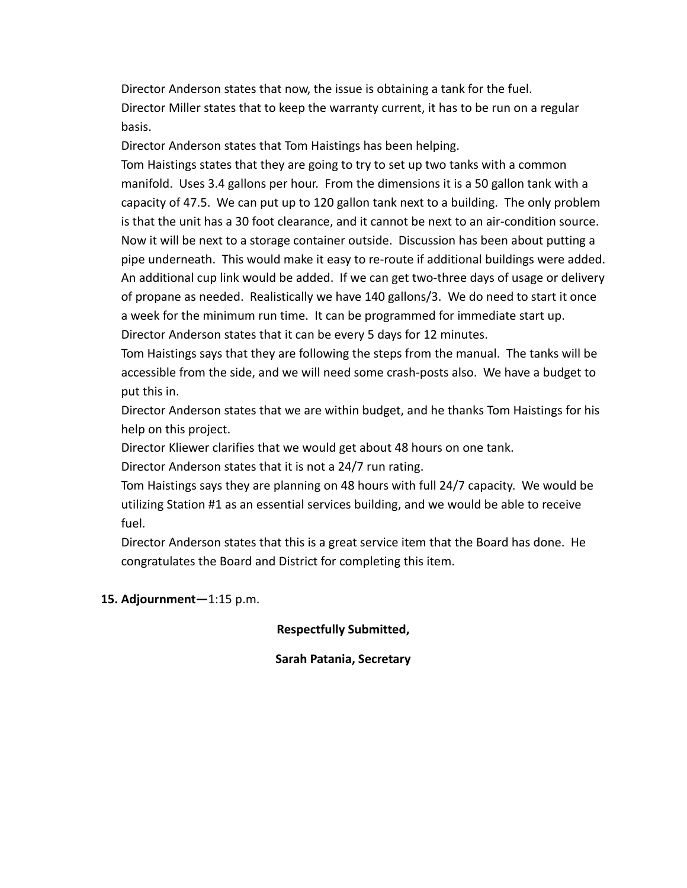Director Anderson states that now, the issue is obtaining a tank for the fuel.

Director Miller states that to keep the warranty current, it has to be run on a regular basis.

Director Anderson states that Tom Haistings has been helping.

Tom Haistings states that they are going to try to set up two tanks with a common manifold. Uses 3.4 gallons per hour. From the dimensions it is a 50 gallon tank with a capacity of 47.5. We can put up to 120 gallon tank next to a building. The only problem is that the unit has a 30 foot clearance, and it cannot be next to an air-condition source. Now it will be next to a storage container outside. Discussion has been about putting a pipe underneath. This would make it easy to re-route if additional buildings were added. An additional cup link would be added. If we can get two-three days of usage or delivery of propane as needed. Realistically we have 140 gallons/3. We do need to start it once a week for the minimum run time. It can be programmed for immediate start up.

Director Anderson states that it can be every 5 days for 12 minutes.

Tom Haistings says that they are following the steps from the manual. The tanks will be accessible from the side, and we will need some crash-posts also. We have a budget to put this in.

Director Anderson states that we are within budget, and he thanks Tom Haistings for his help on this project.

Director Kliewer clarifies that we would get about 48 hours on one tank.

Director Anderson states that it is not a 24/7 run rating.

Tom Haistings says they are planning on 48 hours with full 24/7 capacity. We would be utilizing Station #1 as an essential services building, and we would be able to receive fuel.

Director Anderson states that this is a great service item that the Board has done. He congratulates the Board and District for completing this item.

**15. Adjournment—**1:15 p.m.

**Respectfully Submitted,**

**Sarah Patania, Secretary**